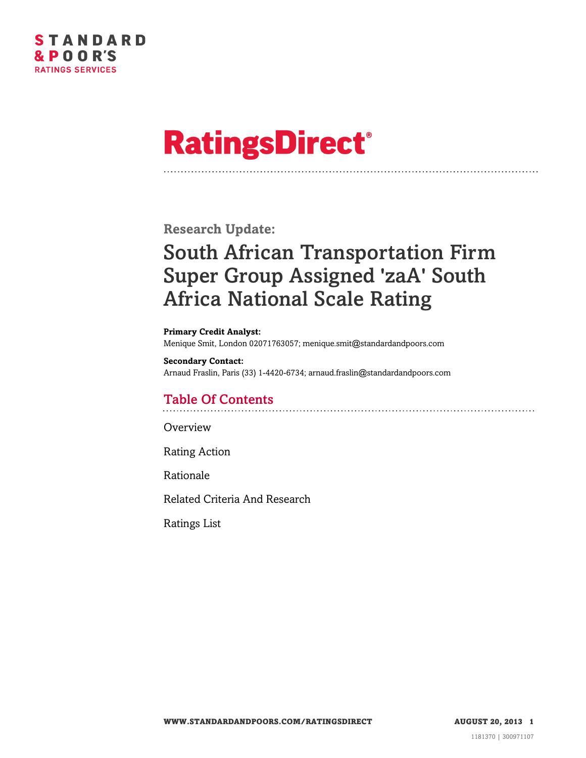# Standard & Poor's Ratings Services

# RatingsDirect®

## Research Update:

# South African Transportation Firm Super Group Assigned 'zaA' South Africa National Scale Rating

**Primary Credit Analyst:**
Menique Smit, London 02071763057; menique.smit@standardandpoors.com

**Secondary Contact:**
Arnaud Fraslin, Paris (33) 1-4420-6734; arnaud.fraslin@standardandpoors.com

## Table Of Contents

Overview

Rating Action

Rationale

Related Criteria And Research

Ratings List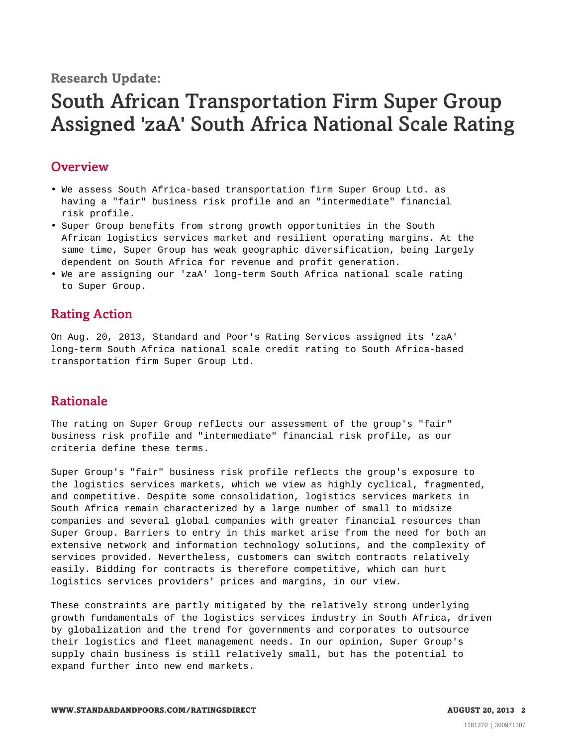Research Update:

# South African Transportation Firm Super Group Assigned 'zaA' South Africa National Scale Rating

## Overview

- We assess South Africa-based transportation firm Super Group Ltd. as having a "fair" business risk profile and an "intermediate" financial risk profile.
- Super Group benefits from strong growth opportunities in the South African logistics services market and resilient operating margins. At the same time, Super Group has weak geographic diversification, being largely dependent on South Africa for revenue and profit generation.
- We are assigning our 'zaA' long-term South Africa national scale rating to Super Group.

## Rating Action

On Aug. 20, 2013, Standard and Poor's Rating Services assigned its 'zaA' long-term South Africa national scale credit rating to South Africa-based transportation firm Super Group Ltd.

## Rationale

The rating on Super Group reflects our assessment of the group's "fair" business risk profile and "intermediate" financial risk profile, as our criteria define these terms.

Super Group's "fair" business risk profile reflects the group's exposure to the logistics services markets, which we view as highly cyclical, fragmented, and competitive. Despite some consolidation, logistics services markets in South Africa remain characterized by a large number of small to midsize companies and several global companies with greater financial resources than Super Group. Barriers to entry in this market arise from the need for both an extensive network and information technology solutions, and the complexity of services provided. Nevertheless, customers can switch contracts relatively easily. Bidding for contracts is therefore competitive, which can hurt logistics services providers' prices and margins, in our view.

These constraints are partly mitigated by the relatively strong underlying growth fundamentals of the logistics services industry in South Africa, driven by globalization and the trend for governments and corporates to outsource their logistics and fleet management needs. In our opinion, Super Group's supply chain business is still relatively small, but has the potential to expand further into new end markets.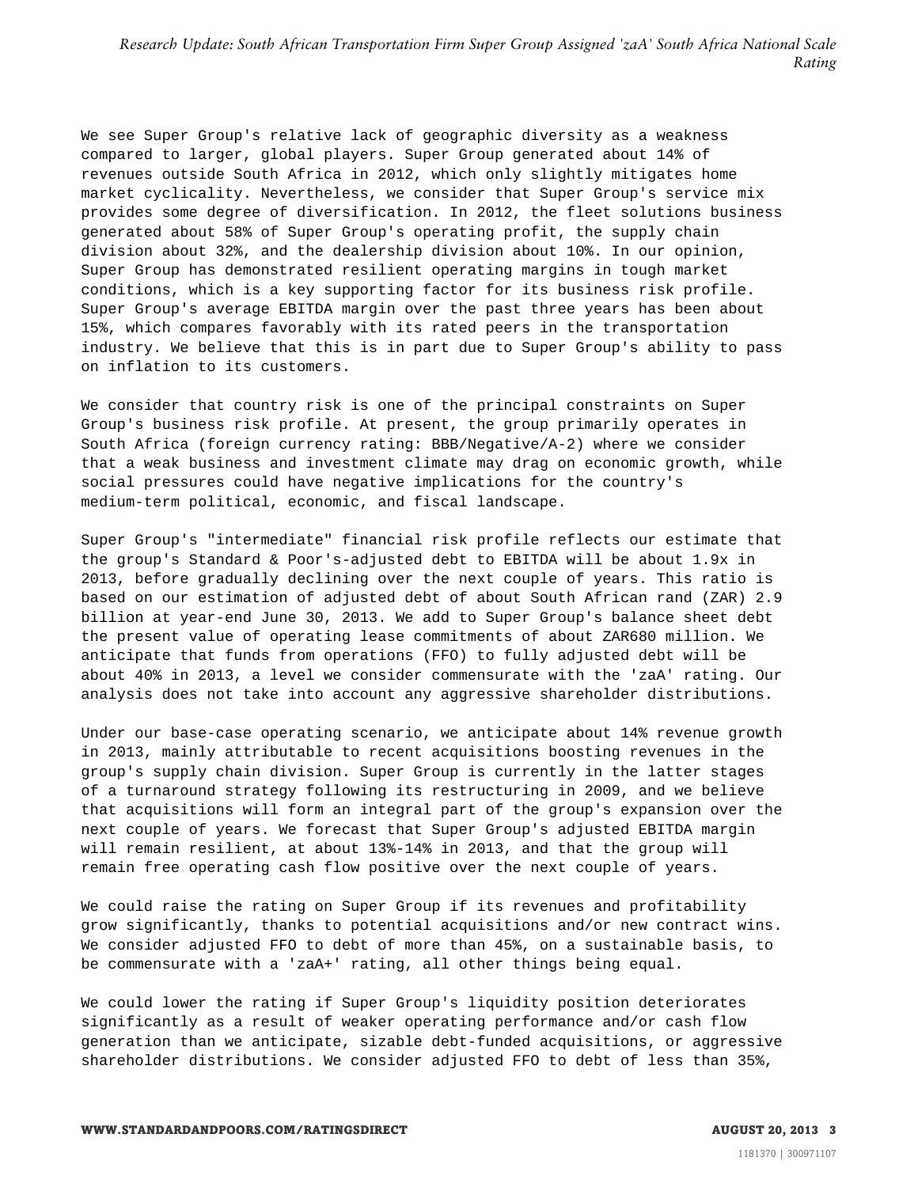We see Super Group's relative lack of geographic diversity as a weakness compared to larger, global players. Super Group generated about 14% of revenues outside South Africa in 2012, which only slightly mitigates home market cyclicality. Nevertheless, we consider that Super Group's service mix provides some degree of diversification. In 2012, the fleet solutions business generated about 58% of Super Group's operating profit, the supply chain division about 32%, and the dealership division about 10%. In our opinion, Super Group has demonstrated resilient operating margins in tough market conditions, which is a key supporting factor for its business risk profile. Super Group's average EBITDA margin over the past three years has been about 15%, which compares favorably with its rated peers in the transportation industry. We believe that this is in part due to Super Group's ability to pass on inflation to its customers.

We consider that country risk is one of the principal constraints on Super Group's business risk profile. At present, the group primarily operates in South Africa (foreign currency rating: BBB/Negative/A-2) where we consider that a weak business and investment climate may drag on economic growth, while social pressures could have negative implications for the country's medium-term political, economic, and fiscal landscape.

Super Group's "intermediate" financial risk profile reflects our estimate that the group's Standard & Poor's-adjusted debt to EBITDA will be about 1.9x in 2013, before gradually declining over the next couple of years. This ratio is based on our estimation of adjusted debt of about South African rand (ZAR) 2.9 billion at year-end June 30, 2013. We add to Super Group's balance sheet debt the present value of operating lease commitments of about ZAR680 million. We anticipate that funds from operations (FFO) to fully adjusted debt will be about 40% in 2013, a level we consider commensurate with the 'zaA' rating. Our analysis does not take into account any aggressive shareholder distributions.

Under our base-case operating scenario, we anticipate about 14% revenue growth in 2013, mainly attributable to recent acquisitions boosting revenues in the group's supply chain division. Super Group is currently in the latter stages of a turnaround strategy following its restructuring in 2009, and we believe that acquisitions will form an integral part of the group's expansion over the next couple of years. We forecast that Super Group's adjusted EBITDA margin will remain resilient, at about 13%-14% in 2013, and that the group will remain free operating cash flow positive over the next couple of years.

We could raise the rating on Super Group if its revenues and profitability grow significantly, thanks to potential acquisitions and/or new contract wins. We consider adjusted FFO to debt of more than 45%, on a sustainable basis, to be commensurate with a 'zaA+' rating, all other things being equal.

We could lower the rating if Super Group's liquidity position deteriorates significantly as a result of weaker operating performance and/or cash flow generation than we anticipate, sizable debt-funded acquisitions, or aggressive shareholder distributions. We consider adjusted FFO to debt of less than 35%,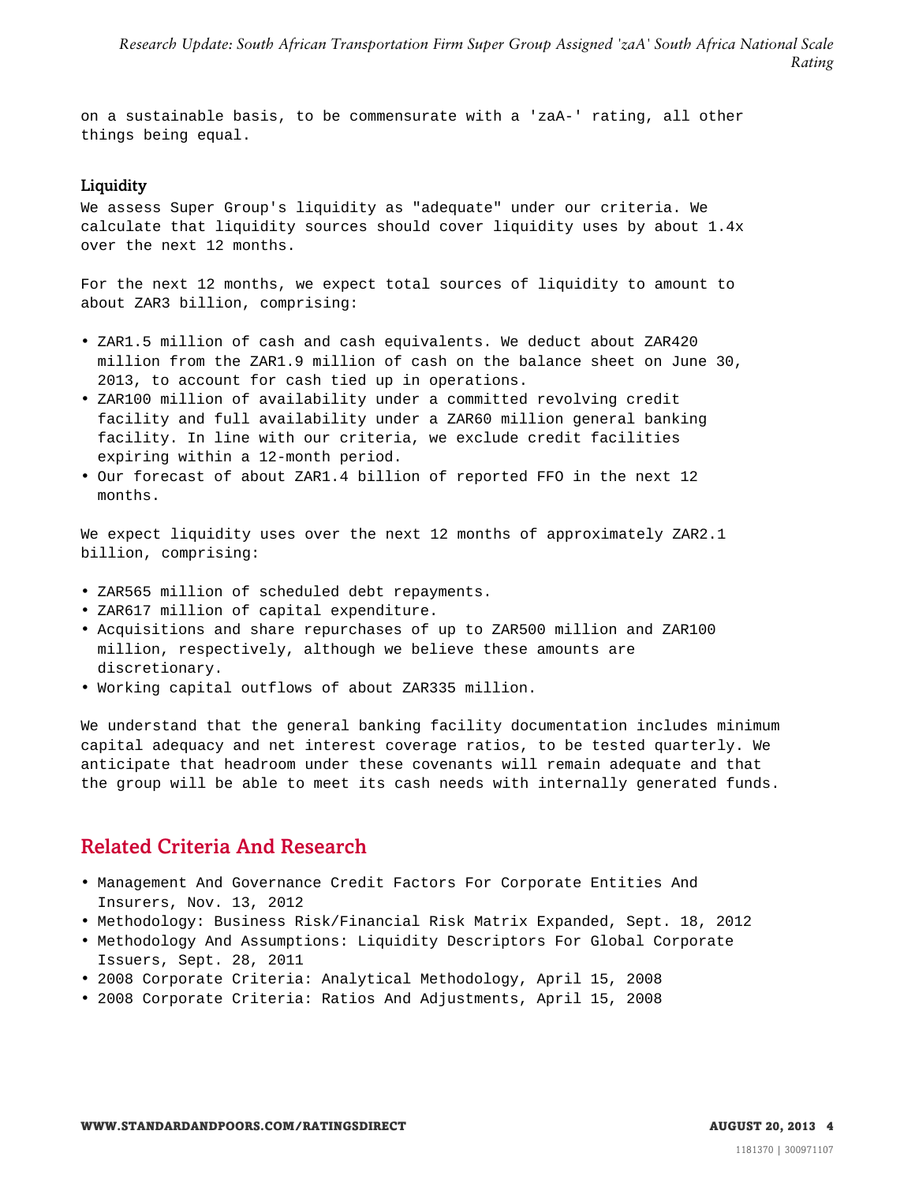on a sustainable basis, to be commensurate with a 'zaA-' rating, all other things being equal.

### Liquidity

We assess Super Group's liquidity as "adequate" under our criteria. We calculate that liquidity sources should cover liquidity uses by about 1.4x over the next 12 months.

For the next 12 months, we expect total sources of liquidity to amount to about ZAR3 billion, comprising:

- ZAR1.5 million of cash and cash equivalents. We deduct about ZAR420 million from the ZAR1.9 million of cash on the balance sheet on June 30, 2013, to account for cash tied up in operations.
- ZAR100 million of availability under a committed revolving credit facility and full availability under a ZAR60 million general banking facility. In line with our criteria, we exclude credit facilities expiring within a 12-month period.
- Our forecast of about ZAR1.4 billion of reported FFO in the next 12 months.

We expect liquidity uses over the next 12 months of approximately ZAR2.1 billion, comprising:

- ZAR565 million of scheduled debt repayments.
- ZAR617 million of capital expenditure.
- Acquisitions and share repurchases of up to ZAR500 million and ZAR100 million, respectively, although we believe these amounts are discretionary.
- Working capital outflows of about ZAR335 million.

We understand that the general banking facility documentation includes minimum capital adequacy and net interest coverage ratios, to be tested quarterly. We anticipate that headroom under these covenants will remain adequate and that the group will be able to meet its cash needs with internally generated funds.

## Related Criteria And Research

- Management And Governance Credit Factors For Corporate Entities And Insurers, Nov. 13, 2012
- Methodology: Business Risk/Financial Risk Matrix Expanded, Sept. 18, 2012
- Methodology And Assumptions: Liquidity Descriptors For Global Corporate Issuers, Sept. 28, 2011
- 2008 Corporate Criteria: Analytical Methodology, April 15, 2008
- 2008 Corporate Criteria: Ratios And Adjustments, April 15, 2008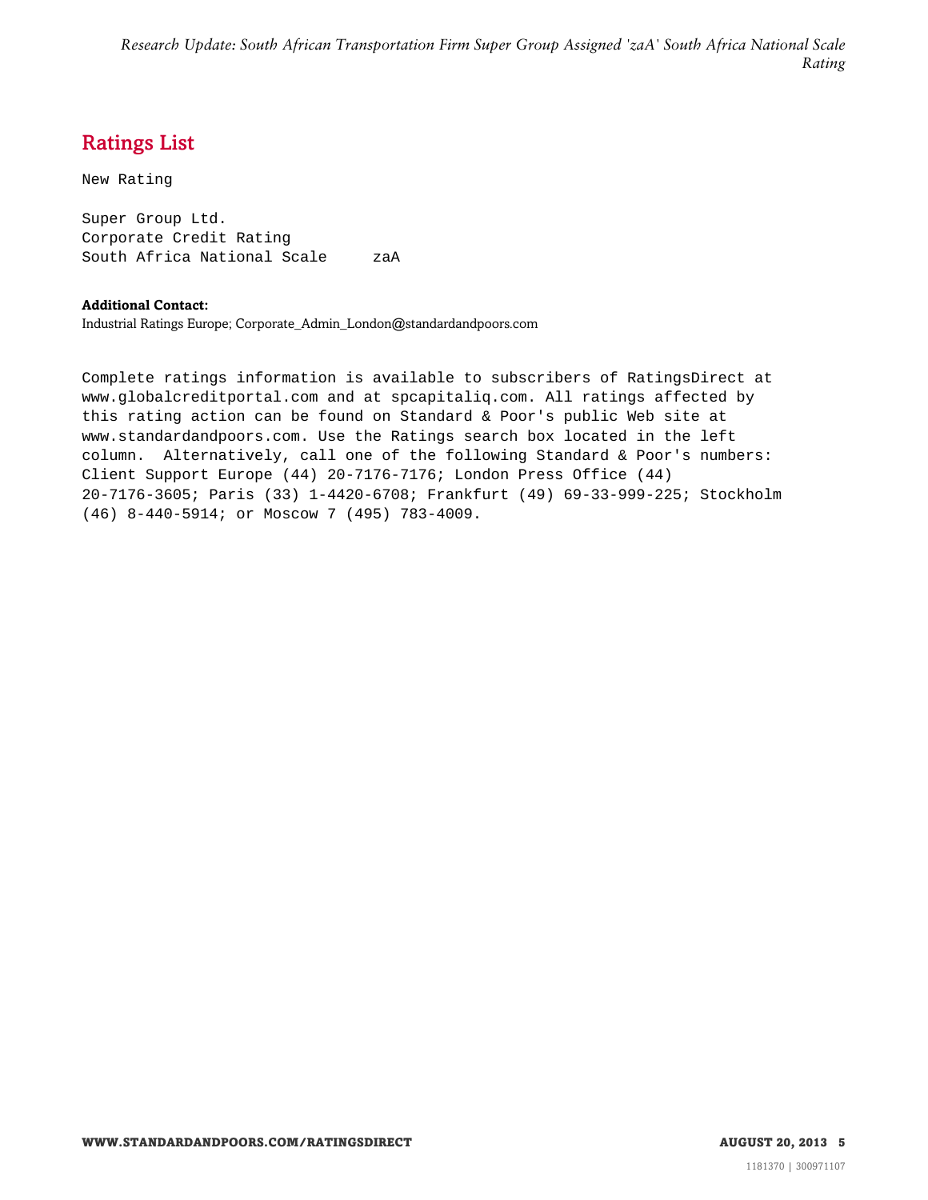## Ratings List

New Rating

Super Group Ltd.
Corporate Credit Rating
South Africa National Scale     zaA

**Additional Contact:**
Industrial Ratings Europe; Corporate_Admin_London@standardandpoors.com

Complete ratings information is available to subscribers of RatingsDirect at www.globalcreditportal.com and at spcapitaliq.com. All ratings affected by this rating action can be found on Standard & Poor's public Web site at www.standardandpoors.com. Use the Ratings search box located in the left column. Alternatively, call one of the following Standard & Poor's numbers: Client Support Europe (44) 20-7176-7176; London Press Office (44) 20-7176-3605; Paris (33) 1-4420-6708; Frankfurt (49) 69-33-999-225; Stockholm (46) 8-440-5914; or Moscow 7 (495) 783-4009.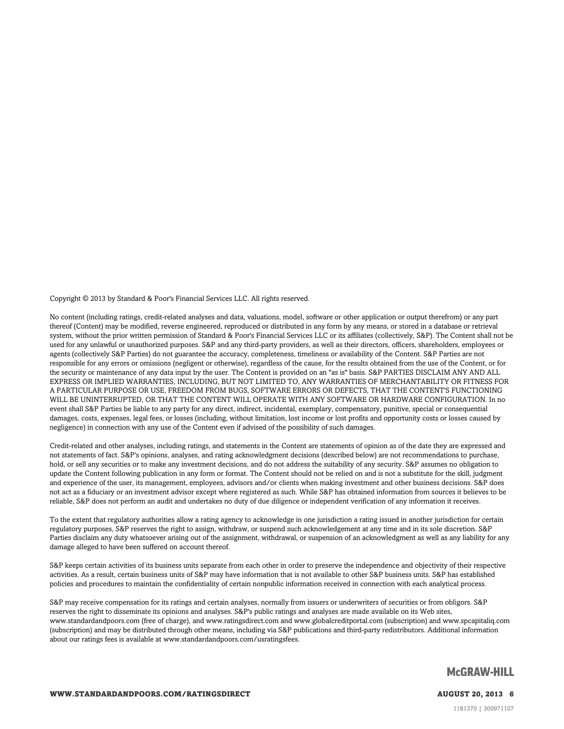Copyright © 2013 by Standard & Poor's Financial Services LLC. All rights reserved.

No content (including ratings, credit-related analyses and data, valuations, model, software or other application or output therefrom) or any part thereof (Content) may be modified, reverse engineered, reproduced or distributed in any form by any means, or stored in a database or retrieval system, without the prior written permission of Standard & Poor's Financial Services LLC or its affiliates (collectively, S&P). The Content shall not be used for any unlawful or unauthorized purposes. S&P and any third-party providers, as well as their directors, officers, shareholders, employees or agents (collectively S&P Parties) do not guarantee the accuracy, completeness, timeliness or availability of the Content. S&P Parties are not responsible for any errors or omissions (negligent or otherwise), regardless of the cause, for the results obtained from the use of the Content, or for the security or maintenance of any data input by the user. The Content is provided on an "as is" basis. S&P PARTIES DISCLAIM ANY AND ALL EXPRESS OR IMPLIED WARRANTIES, INCLUDING, BUT NOT LIMITED TO, ANY WARRANTIES OF MERCHANTABILITY OR FITNESS FOR A PARTICULAR PURPOSE OR USE, FREEDOM FROM BUGS, SOFTWARE ERRORS OR DEFECTS, THAT THE CONTENT'S FUNCTIONING WILL BE UNINTERRUPTED, OR THAT THE CONTENT WILL OPERATE WITH ANY SOFTWARE OR HARDWARE CONFIGURATION. In no event shall S&P Parties be liable to any party for any direct, indirect, incidental, exemplary, compensatory, punitive, special or consequential damages, costs, expenses, legal fees, or losses (including, without limitation, lost income or lost profits and opportunity costs or losses caused by negligence) in connection with any use of the Content even if advised of the possibility of such damages.

Credit-related and other analyses, including ratings, and statements in the Content are statements of opinion as of the date they are expressed and not statements of fact. S&P's opinions, analyses, and rating acknowledgment decisions (described below) are not recommendations to purchase, hold, or sell any securities or to make any investment decisions, and do not address the suitability of any security. S&P assumes no obligation to update the Content following publication in any form or format. The Content should not be relied on and is not a substitute for the skill, judgment and experience of the user, its management, employees, advisors and/or clients when making investment and other business decisions. S&P does not act as a fiduciary or an investment advisor except where registered as such. While S&P has obtained information from sources it believes to be reliable, S&P does not perform an audit and undertakes no duty of due diligence or independent verification of any information it receives.

To the extent that regulatory authorities allow a rating agency to acknowledge in one jurisdiction a rating issued in another jurisdiction for certain regulatory purposes, S&P reserves the right to assign, withdraw, or suspend such acknowledgement at any time and in its sole discretion. S&P Parties disclaim any duty whatsoever arising out of the assignment, withdrawal, or suspension of an acknowledgment as well as any liability for any damage alleged to have been suffered on account thereof.

S&P keeps certain activities of its business units separate from each other in order to preserve the independence and objectivity of their respective activities. As a result, certain business units of S&P may have information that is not available to other S&P business units. S&P has established policies and procedures to maintain the confidentiality of certain nonpublic information received in connection with each analytical process.

S&P may receive compensation for its ratings and certain analyses, normally from issuers or underwriters of securities or from obligors. S&P reserves the right to disseminate its opinions and analyses. S&P's public ratings and analyses are made available on its Web sites, www.standardandpoors.com (free of charge), and www.ratingsdirect.com and www.globalcreditportal.com (subscription) and www.spcapitaliq.com (subscription) and may be distributed through other means, including via S&P publications and third-party redistributors. Additional information about our ratings fees is available at www.standardandpoors.com/usratingsfees.

McGRAW-HILL

1181370 | 300971107